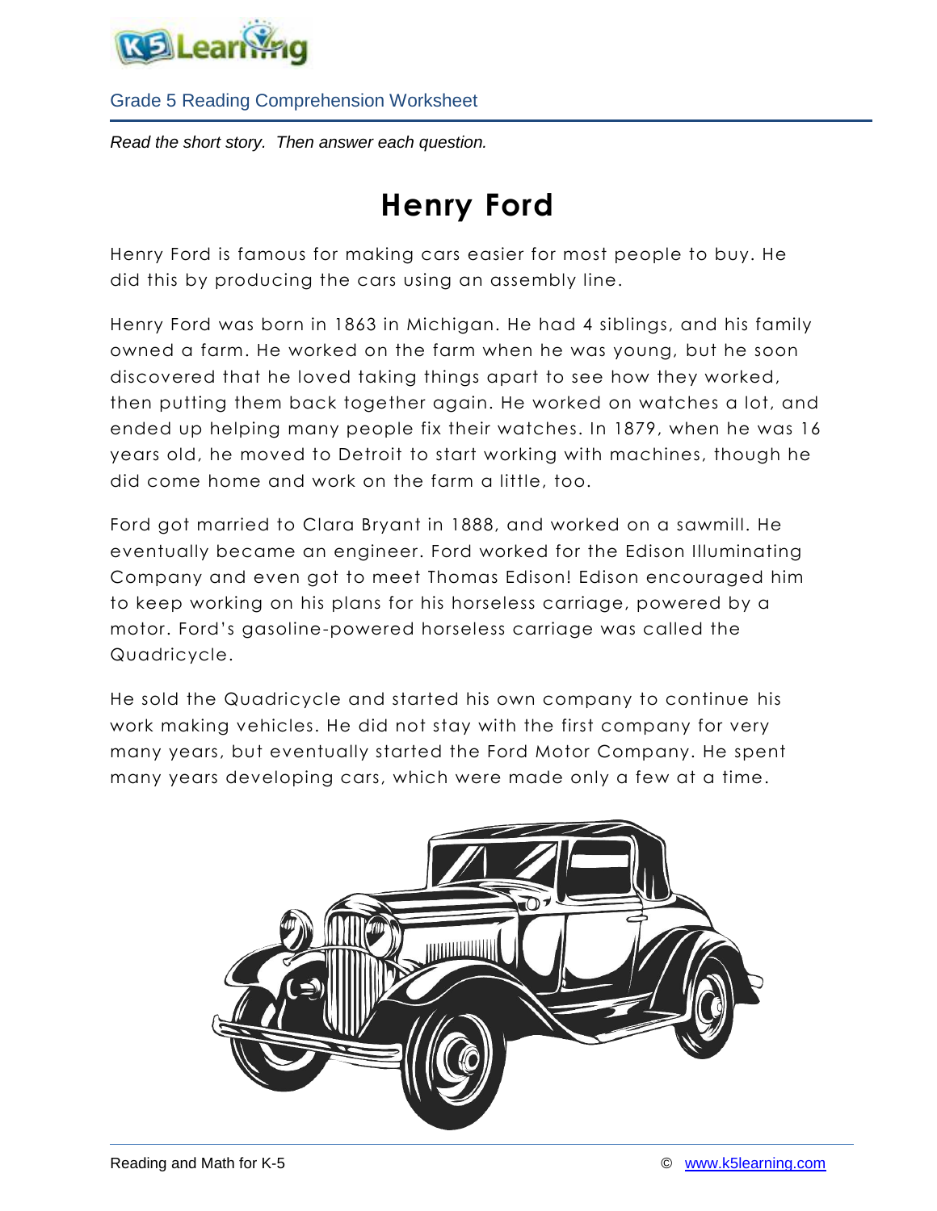Grade 5 Reading Comprehension Worksheet

*Read the short story. Then answer each question.*

# Henry Ford

Henry Ford is famous for making cars easier for most people to buy. He did this by producing the cars using an assembly line.

Henry Ford was born in 1863 in Michigan. He had 4 siblings, and his family owned a farm. He worked on the farm when he was young, but he soon discovered that he loved taking things apart to see how they worked, then putting them back together again. He worked on watches a lot, and ended up helping many people fix their watches. In 1879, when he was 16 years old, he moved to Detroit to start working with machines, though he did come home and work on the farm a little, too.

Ford got married to Clara Bryant in 1888, and worked on a sawmill. He eventually became an engineer. Ford worked for the Edison Illuminating Company and even got to meet Thomas Edison! Edison encouraged him to keep working on his plans for his horseless carriage, powered by a motor. Ford's gasoline-powered horseless carriage was called the Quadricycle.

He sold the Quadricycle and started his own company to continue his work making vehicles. He did not stay with the first company for very many years, but eventually started the Ford Motor Company. He spent many years developing cars, which were made only a few at a time.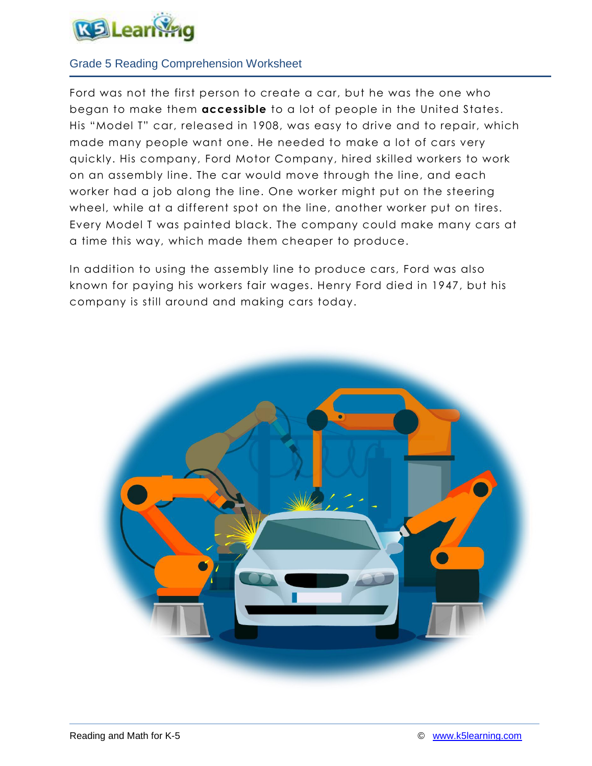Ford was not the first person to create a car, but he was the one who began to make them **accessible** to a lot of people in the United States. His "Model T" car, released in 1908, was easy to drive and to repair, which made many people want one. He needed to make a lot of cars very quickly. His company, Ford Motor Company, hired skilled workers to work on an assembly line. The car would move through the line, and each worker had a job along the line. One worker might put on the steering wheel, while at a different spot on the line, another worker put on tires. Every Model T was painted black. The company could make many cars at a time this way, which made them cheaper to produce.

In addition to using the assembly line to produce cars, Ford was also known for paying his workers fair wages. Henry Ford died in 1947, but his company is still around and making cars today.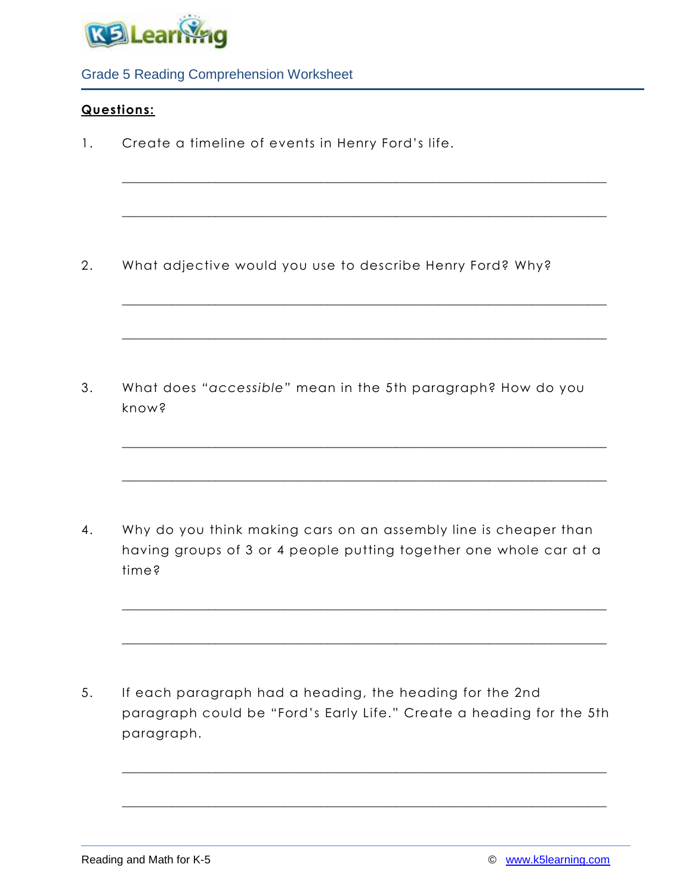Grade 5 Reading Comprehension Worksheet

**Questions:**

1. Create a timeline of events in Henry Ford's life.

   \_\_\_\_\_\_\_\_\_\_\_\_\_\_\_\_\_\_\_\_\_\_\_\_\_\_\_\_\_\_\_\_\_\_\_\_\_\_\_\_\_\_\_\_\_\_\_\_\_\_\_\_\_\_\_\_\_\_\_\_

   \_\_\_\_\_\_\_\_\_\_\_\_\_\_\_\_\_\_\_\_\_\_\_\_\_\_\_\_\_\_\_\_\_\_\_\_\_\_\_\_\_\_\_\_\_\_\_\_\_\_\_\_\_\_\_\_\_\_\_\_

2. What adjective would you use to describe Henry Ford? Why?

   \_\_\_\_\_\_\_\_\_\_\_\_\_\_\_\_\_\_\_\_\_\_\_\_\_\_\_\_\_\_\_\_\_\_\_\_\_\_\_\_\_\_\_\_\_\_\_\_\_\_\_\_\_\_\_\_\_\_\_\_

   \_\_\_\_\_\_\_\_\_\_\_\_\_\_\_\_\_\_\_\_\_\_\_\_\_\_\_\_\_\_\_\_\_\_\_\_\_\_\_\_\_\_\_\_\_\_\_\_\_\_\_\_\_\_\_\_\_\_\_\_

3. What does "*accessible*" mean in the 5th paragraph? How do you know?

   \_\_\_\_\_\_\_\_\_\_\_\_\_\_\_\_\_\_\_\_\_\_\_\_\_\_\_\_\_\_\_\_\_\_\_\_\_\_\_\_\_\_\_\_\_\_\_\_\_\_\_\_\_\_\_\_\_\_\_\_

   \_\_\_\_\_\_\_\_\_\_\_\_\_\_\_\_\_\_\_\_\_\_\_\_\_\_\_\_\_\_\_\_\_\_\_\_\_\_\_\_\_\_\_\_\_\_\_\_\_\_\_\_\_\_\_\_\_\_\_\_

4. Why do you think making cars on an assembly line is cheaper than having groups of 3 or 4 people putting together one whole car at a time?

   \_\_\_\_\_\_\_\_\_\_\_\_\_\_\_\_\_\_\_\_\_\_\_\_\_\_\_\_\_\_\_\_\_\_\_\_\_\_\_\_\_\_\_\_\_\_\_\_\_\_\_\_\_\_\_\_\_\_\_\_

   \_\_\_\_\_\_\_\_\_\_\_\_\_\_\_\_\_\_\_\_\_\_\_\_\_\_\_\_\_\_\_\_\_\_\_\_\_\_\_\_\_\_\_\_\_\_\_\_\_\_\_\_\_\_\_\_\_\_\_\_

5. If each paragraph had a heading, the heading for the 2nd paragraph could be "Ford's Early Life." Create a heading for the 5th paragraph.

   \_\_\_\_\_\_\_\_\_\_\_\_\_\_\_\_\_\_\_\_\_\_\_\_\_\_\_\_\_\_\_\_\_\_\_\_\_\_\_\_\_\_\_\_\_\_\_\_\_\_\_\_\_\_\_\_\_\_\_\_

   \_\_\_\_\_\_\_\_\_\_\_\_\_\_\_\_\_\_\_\_\_\_\_\_\_\_\_\_\_\_\_\_\_\_\_\_\_\_\_\_\_\_\_\_\_\_\_\_\_\_\_\_\_\_\_\_\_\_\_\_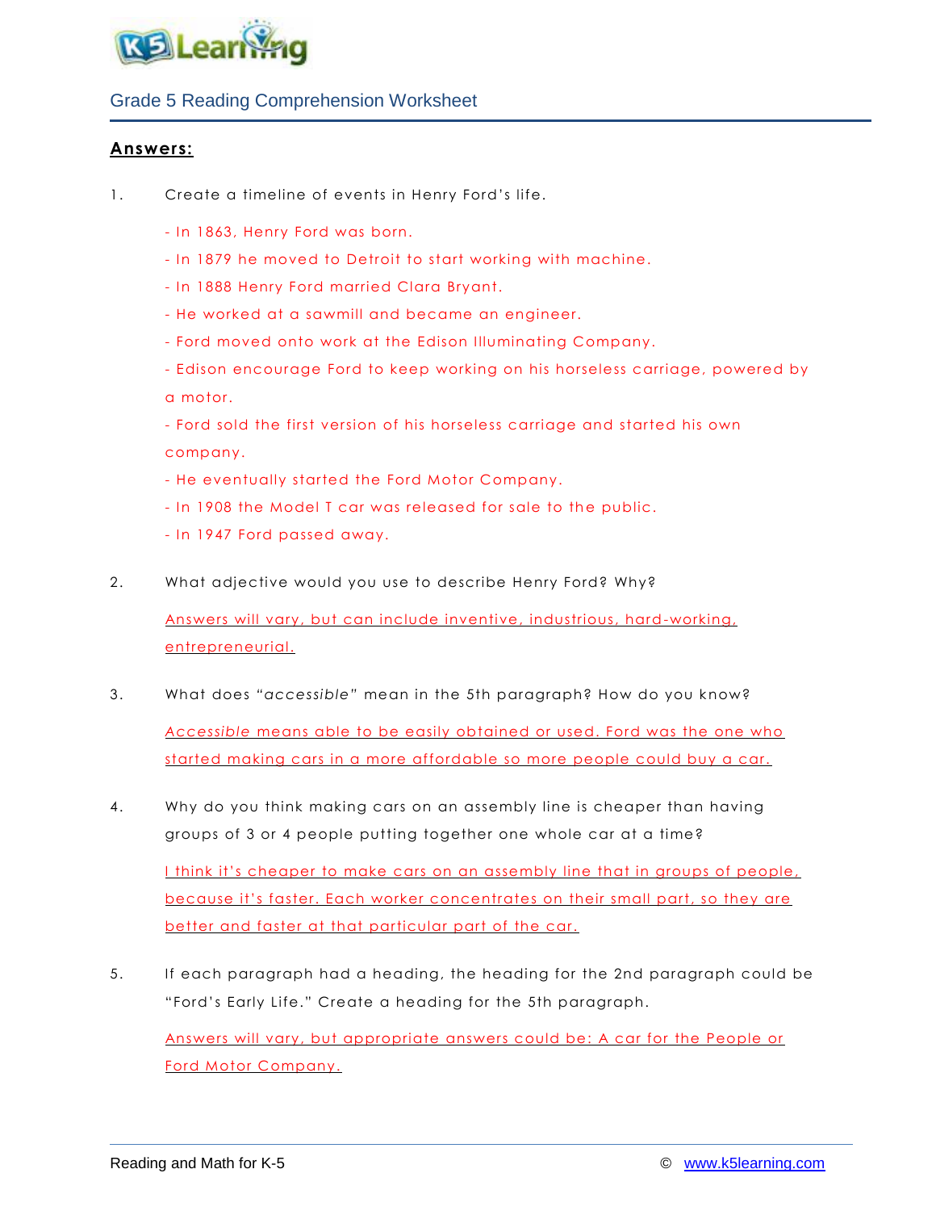Grade 5 Reading Comprehension Worksheet

## Answers:

1. Create a timeline of events in Henry Ford's life.

   - In 1863, Henry Ford was born.
   - In 1879 he moved to Detroit to start working with machine.
   - In 1888 Henry Ford married Clara Bryant.
   - He worked at a sawmill and became an engineer.
   - Ford moved onto work at the Edison Illuminating Company.
   - Edison encourage Ford to keep working on his horseless carriage, powered by a motor.
   - Ford sold the first version of his horseless carriage and started his own company.
   - He eventually started the Ford Motor Company.
   - In 1908 the Model T car was released for sale to the public.
   - In 1947 Ford passed away.

2. What adjective would you use to describe Henry Ford? Why?

   Answers will vary, but can include inventive, industrious, hard-working, entrepreneurial.

3. What does "*accessible*" mean in the 5th paragraph? How do you know?

   *Accessible* means able to be easily obtained or used. Ford was the one who started making cars in a more affordable so more people could buy a car.

4. Why do you think making cars on an assembly line is cheaper than having groups of 3 or 4 people putting together one whole car at a time?

   I think it's cheaper to make cars on an assembly line that in groups of people, because it's faster. Each worker concentrates on their small part, so they are better and faster at that particular part of the car.

5. If each paragraph had a heading, the heading for the 2nd paragraph could be "Ford's Early Life." Create a heading for the 5th paragraph.

   Answers will vary, but appropriate answers could be: A car for the People or Ford Motor Company.